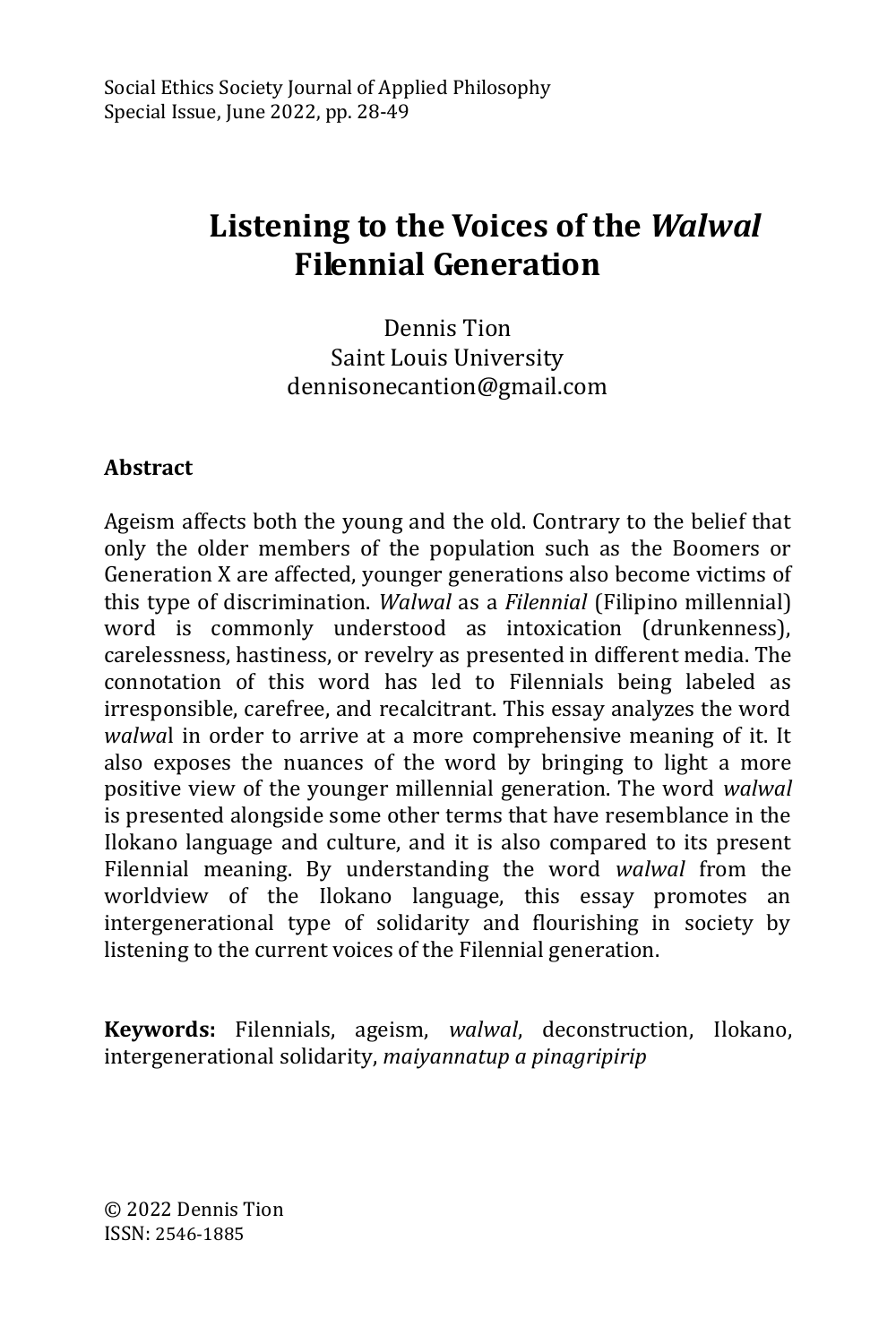# Listening to the Voices of the *Walwal* Filennial Generation

Dennis Tion
Saint Louis University
dennisonecantion@gmail.com

## Abstract

Ageism affects both the young and the old. Contrary to the belief that only the older members of the population such as the Boomers or Generation X are affected, younger generations also become victims of this type of discrimination. *Walwal* as a *Filennial* (Filipino millennial) word is commonly understood as intoxication (drunkenness), carelessness, hastiness, or revelry as presented in different media. The connotation of this word has led to Filennials being labeled as irresponsible, carefree, and recalcitrant. This essay analyzes the word *walwa*l in order to arrive at a more comprehensive meaning of it. It also exposes the nuances of the word by bringing to light a more positive view of the younger millennial generation. The word *walwal* is presented alongside some other terms that have resemblance in the Ilokano language and culture, and it is also compared to its present Filennial meaning. By understanding the word *walwal* from the worldview of the Ilokano language, this essay promotes an intergenerational type of solidarity and flourishing in society by listening to the current voices of the Filennial generation.

**Keywords:** Filennials, ageism, *walwal*, deconstruction, Ilokano, intergenerational solidarity, *maiyannatup a pinagripirip*

© 2022 Dennis Tion
ISSN: 2546-1885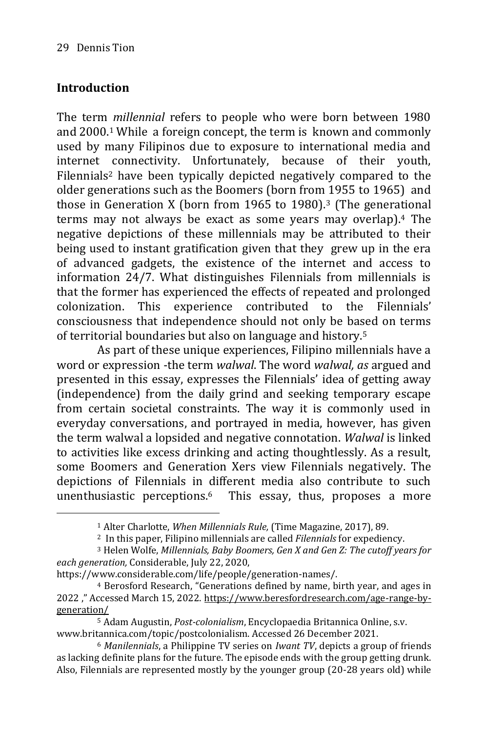## Introduction

The term *millennial* refers to people who were born between 1980 and 2000.[1] While a foreign concept, the term is known and commonly used by many Filipinos due to exposure to international media and internet connectivity. Unfortunately, because of their youth, Filennials[2] have been typically depicted negatively compared to the older generations such as the Boomers (born from 1955 to 1965) and those in Generation X (born from 1965 to 1980).[3] (The generational terms may not always be exact as some years may overlap).[4] The negative depictions of these millennials may be attributed to their being used to instant gratification given that they grew up in the era of advanced gadgets, the existence of the internet and access to information 24/7. What distinguishes Filennials from millennials is that the former has experienced the effects of repeated and prolonged colonization. This experience contributed to the Filennials' consciousness that independence should not only be based on terms of territorial boundaries but also on language and history.[5]

As part of these unique experiences, Filipino millennials have a word or expression -the term *walwal*. The word *walwal, as* argued and presented in this essay, expresses the Filennials' idea of getting away (independence) from the daily grind and seeking temporary escape from certain societal constraints. The way it is commonly used in everyday conversations, and portrayed in media, however, has given the term walwal a lopsided and negative connotation. *Walwal* is linked to activities like excess drinking and acting thoughtlessly. As a result, some Boomers and Generation Xers view Filennials negatively. The depictions of Filennials in different media also contribute to such unenthusiastic perceptions.[6] This essay, thus, proposes a more

---

[1] Alter Charlotte, *When Millennials Rule,* (Time Magazine, 2017), 89.

[2] In this paper, Filipino millennials are called *Filennials* for expediency.

[3] Helen Wolfe, *Millennials, Baby Boomers, Gen X and Gen Z: The cutoff years for each generation,* Considerable, July 22, 2020, https://www.considerable.com/life/people/generation-names/.

[4] Berosford Research, "Generations defined by name, birth year, and ages in 2022 ," Accessed March 15, 2022. https://www.beresfordresearch.com/age-range-by-generation/

[5] Adam Augustin, *Post-colonialism*, Encyclopaedia Britannica Online, s.v. www.britannica.com/topic/postcolonialism. Accessed 26 December 2021.

[6] *Manilennials*, a Philippine TV series on *Iwant TV*, depicts a group of friends as lacking definite plans for the future. The episode ends with the group getting drunk. Also, Filennials are represented mostly by the younger group (20-28 years old) while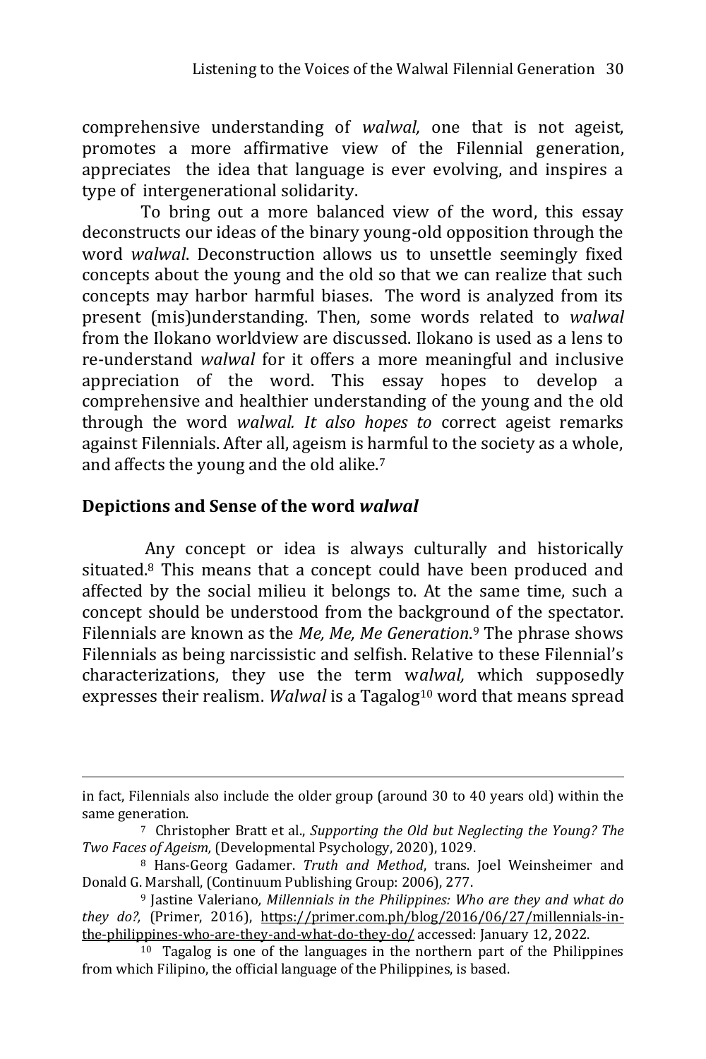comprehensive understanding of *walwal,* one that is not ageist, promotes a more affirmative view of the Filennial generation, appreciates the idea that language is ever evolving, and inspires a type of intergenerational solidarity.

To bring out a more balanced view of the word, this essay deconstructs our ideas of the binary young-old opposition through the word *walwal*. Deconstruction allows us to unsettle seemingly fixed concepts about the young and the old so that we can realize that such concepts may harbor harmful biases. The word is analyzed from its present (mis)understanding. Then, some words related to *walwal* from the Ilokano worldview are discussed. Ilokano is used as a lens to re-understand *walwal* for it offers a more meaningful and inclusive appreciation of the word. This essay hopes to develop a comprehensive and healthier understanding of the young and the old through the word *walwal. It also hopes to* correct ageist remarks against Filennials. After all, ageism is harmful to the society as a whole, and affects the young and the old alike.[7]

## Depictions and Sense of the word *walwal*

Any concept or idea is always culturally and historically situated.[8] This means that a concept could have been produced and affected by the social milieu it belongs to. At the same time, such a concept should be understood from the background of the spectator. Filennials are known as the *Me, Me, Me Generation*.[9] The phrase shows Filennials as being narcissistic and selfish. Relative to these Filennial's characterizations, they use the term w*alwal,* which supposedly expresses their realism. *Walwal* is a Tagalog[10] word that means spread

---

in fact, Filennials also include the older group (around 30 to 40 years old) within the same generation.

[7] Christopher Bratt et al., *Supporting the Old but Neglecting the Young? The Two Faces of Ageism,* (Developmental Psychology, 2020), 1029.

[8] Hans-Georg Gadamer. *Truth and Method*, trans. Joel Weinsheimer and Donald G. Marshall, (Continuum Publishing Group: 2006), 277.

[9] Jastine Valeriano*, Millennials in the Philippines: Who are they and what do they do?,* (Primer, 2016), https://primer.com.ph/blog/2016/06/27/millennials-in-the-philippines-who-are-they-and-what-do-they-do/ accessed: January 12, 2022.

[10] Tagalog is one of the languages in the northern part of the Philippines from which Filipino, the official language of the Philippines, is based.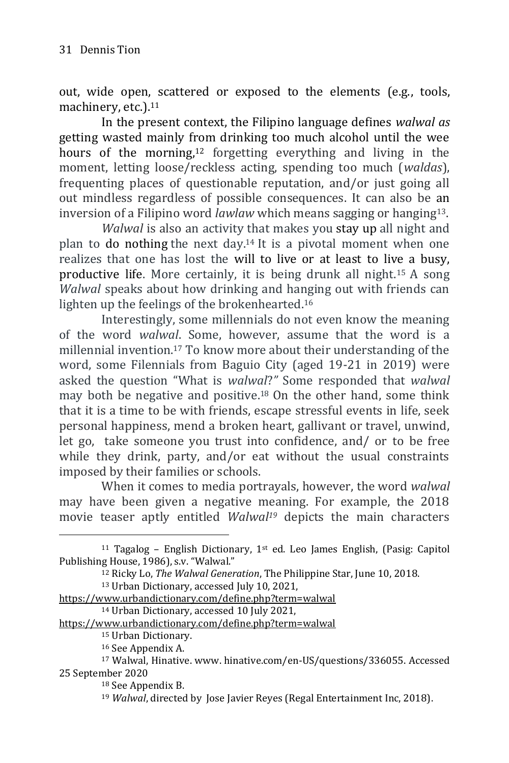out, wide open, scattered or exposed to the elements (e.g., tools, machinery, etc.).[11]

In the present context, the Filipino language defines *walwal as* getting wasted mainly from drinking too much alcohol until the wee hours of the morning,[12] forgetting everything and living in the moment, letting loose/reckless acting, spending too much (*waldas*), frequenting places of questionable reputation, and/or just going all out mindless regardless of possible consequences. It can also be an inversion of a Filipino word *lawlaw* which means sagging or hanging[13].

*Walwal* is also an activity that makes you stay up all night and plan to do nothing the next day.[14] It is a pivotal moment when one realizes that one has lost the will to live or at least to live a busy, productive life. More certainly, it is being drunk all night.[15] A song *Walwal* speaks about how drinking and hanging out with friends can lighten up the feelings of the brokenhearted.[16]

Interestingly, some millennials do not even know the meaning of the word *walwal*. Some, however, assume that the word is a millennial invention.[17] To know more about their understanding of the word, some Filennials from Baguio City (aged 19-21 in 2019) were asked the question "What is *walwal*?" Some responded that *walwal* may both be negative and positive.[18] On the other hand, some think that it is a time to be with friends, escape stressful events in life, seek personal happiness, mend a broken heart, gallivant or travel, unwind, let go, take someone you trust into confidence, and/ or to be free while they drink, party, and/or eat without the usual constraints imposed by their families or schools.

When it comes to media portrayals, however, the word *walwal* may have been given a negative meaning. For example, the 2018 movie teaser aptly entitled *Walwal*[19] depicts the main characters

---

[11] Tagalog – English Dictionary, 1st ed. Leo James English, (Pasig: Capitol Publishing House, 1986), s.v. "Walwal."

[12] Ricky Lo, *The Walwal Generation*, The Philippine Star, June 10, 2018.

[13] Urban Dictionary, accessed July 10, 2021, https://www.urbandictionary.com/define.php?term=walwal

[14] Urban Dictionary, accessed 10 July 2021, https://www.urbandictionary.com/define.php?term=walwal

[15] Urban Dictionary.

[16] See Appendix A.

[17] Walwal, Hinative. www. hinative.com/en-US/questions/336055. Accessed 25 September 2020

[18] See Appendix B.

[19] *Walwal*, directed by Jose Javier Reyes (Regal Entertainment Inc, 2018).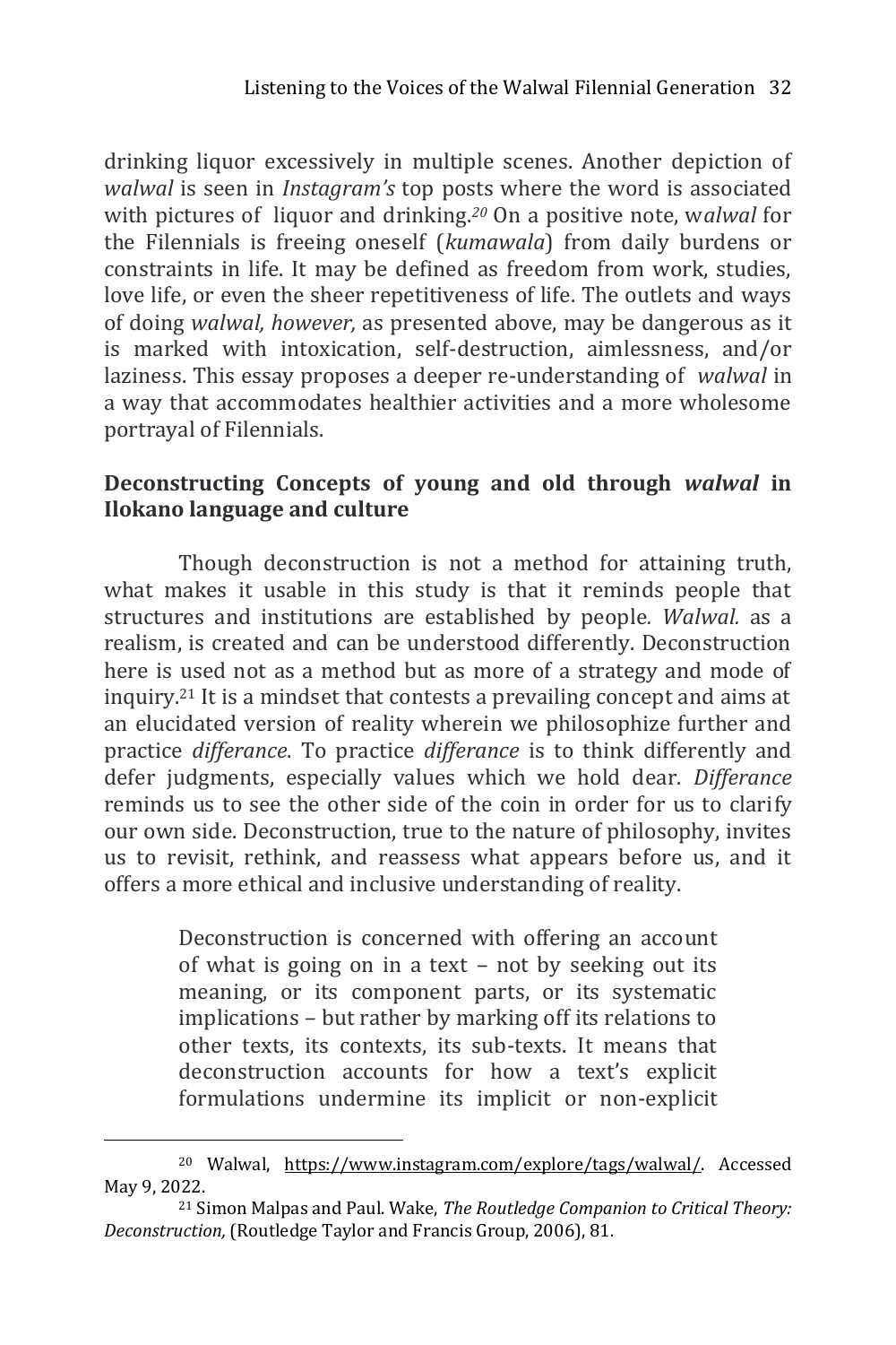drinking liquor excessively in multiple scenes. Another depiction of *walwal* is seen in *Instagram's* top posts where the word is associated with pictures of liquor and drinking.[20] On a positive note, w*alwal* for the Filennials is freeing oneself (*kumawala*) from daily burdens or constraints in life. It may be defined as freedom from work, studies, love life, or even the sheer repetitiveness of life. The outlets and ways of doing *walwal, however,* as presented above, may be dangerous as it is marked with intoxication, self-destruction, aimlessness, and/or laziness. This essay proposes a deeper re-understanding of *walwal* in a way that accommodates healthier activities and a more wholesome portrayal of Filennials.

## Deconstructing Concepts of young and old through *walwal* in Ilokano language and culture

Though deconstruction is not a method for attaining truth, what makes it usable in this study is that it reminds people that structures and institutions are established by people. *Walwal.* as a realism, is created and can be understood differently. Deconstruction here is used not as a method but as more of a strategy and mode of inquiry.[21] It is a mindset that contests a prevailing concept and aims at an elucidated version of reality wherein we philosophize further and practice *differance*. To practice *differance* is to think differently and defer judgments, especially values which we hold dear. *Differance* reminds us to see the other side of the coin in order for us to clarify our own side. Deconstruction, true to the nature of philosophy, invites us to revisit, rethink, and reassess what appears before us, and it offers a more ethical and inclusive understanding of reality.

> Deconstruction is concerned with offering an account of what is going on in a text – not by seeking out its meaning, or its component parts, or its systematic implications – but rather by marking off its relations to other texts, its contexts, its sub-texts. It means that deconstruction accounts for how a text's explicit formulations undermine its implicit or non-explicit

---

[20] Walwal, https://www.instagram.com/explore/tags/walwal/. Accessed May 9, 2022.

[21] Simon Malpas and Paul. Wake, *The Routledge Companion to Critical Theory: Deconstruction,* (Routledge Taylor and Francis Group, 2006), 81.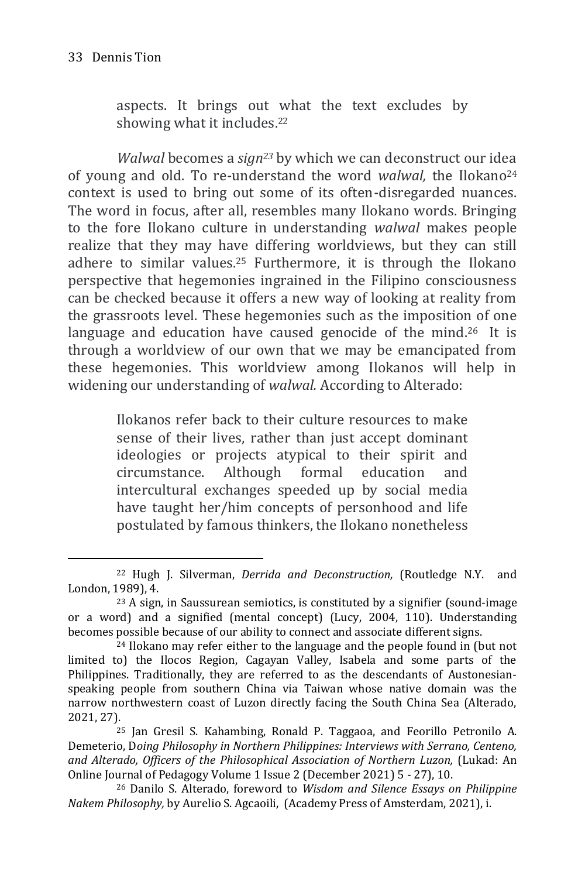> aspects. It brings out what the text excludes by showing what it includes.[22]

*Walwal* becomes a *sign*[23] by which we can deconstruct our idea of young and old. To re-understand the word *walwal,* the Ilokano[24] context is used to bring out some of its often-disregarded nuances. The word in focus, after all, resembles many Ilokano words. Bringing to the fore Ilokano culture in understanding *walwal* makes people realize that they may have differing worldviews, but they can still adhere to similar values.[25] Furthermore, it is through the Ilokano perspective that hegemonies ingrained in the Filipino consciousness can be checked because it offers a new way of looking at reality from the grassroots level. These hegemonies such as the imposition of one language and education have caused genocide of the mind.[26] It is through a worldview of our own that we may be emancipated from these hegemonies. This worldview among Ilokanos will help in widening our understanding of *walwal.* According to Alterado:

> Ilokanos refer back to their culture resources to make sense of their lives, rather than just accept dominant ideologies or projects atypical to their spirit and circumstance. Although formal education and intercultural exchanges speeded up by social media have taught her/him concepts of personhood and life postulated by famous thinkers, the Ilokano nonetheless

---

[22] Hugh J. Silverman, *Derrida and Deconstruction,* (Routledge N.Y. and London, 1989), 4.

[23] A sign, in Saussurean semiotics, is constituted by a signifier (sound-image or a word) and a signified (mental concept) (Lucy, 2004, 110). Understanding becomes possible because of our ability to connect and associate different signs.

[24] Ilokano may refer either to the language and the people found in (but not limited to) the Ilocos Region, Cagayan Valley, Isabela and some parts of the Philippines. Traditionally, they are referred to as the descendants of Austonesian-speaking people from southern China via Taiwan whose native domain was the narrow northwestern coast of Luzon directly facing the South China Sea (Alterado, 2021, 27).

[25] Jan Gresil S. Kahambing, Ronald P. Taggaoa, and Feorillo Petronilo A. Demeterio, D*oing Philosophy in Northern Philippines: Interviews with Serrano, Centeno, and Alterado, Officers of the Philosophical Association of Northern Luzon,* (Lukad: An Online Journal of Pedagogy Volume 1 Issue 2 (December 2021) 5 - 27), 10.

[26] Danilo S. Alterado, foreword to *Wisdom and Silence Essays on Philippine Nakem Philosophy,* by Aurelio S. Agcaoili, (Academy Press of Amsterdam, 2021), i.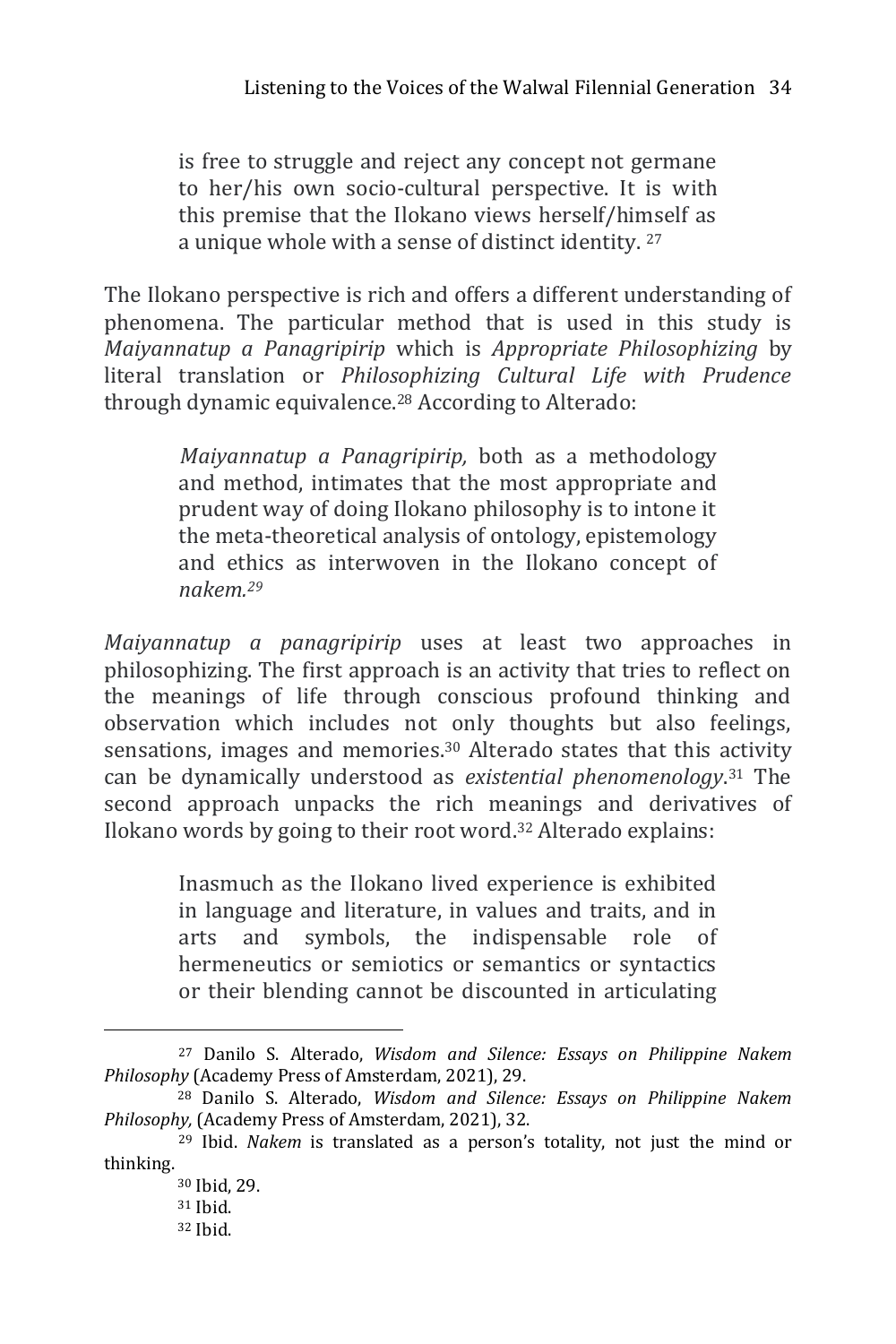> is free to struggle and reject any concept not germane to her/his own socio-cultural perspective. It is with this premise that the Ilokano views herself/himself as a unique whole with a sense of distinct identity. [27]

The Ilokano perspective is rich and offers a different understanding of phenomena. The particular method that is used in this study is *Maiyannatup a Panagripirip* which is *Appropriate Philosophizing* by literal translation or *Philosophizing Cultural Life with Prudence* through dynamic equivalence.[28] According to Alterado:

> *Maiyannatup a Panagripirip,* both as a methodology and method, intimates that the most appropriate and prudent way of doing Ilokano philosophy is to intone it the meta-theoretical analysis of ontology, epistemology and ethics as interwoven in the Ilokano concept of *nakem.[29]*

*Maiyannatup a panagripirip* uses at least two approaches in philosophizing. The first approach is an activity that tries to reflect on the meanings of life through conscious profound thinking and observation which includes not only thoughts but also feelings, sensations, images and memories.[30] Alterado states that this activity can be dynamically understood as *existential phenomenology*.[31] The second approach unpacks the rich meanings and derivatives of Ilokano words by going to their root word.[32] Alterado explains:

> Inasmuch as the Ilokano lived experience is exhibited in language and literature, in values and traits, and in arts and symbols, the indispensable role of hermeneutics or semiotics or semantics or syntactics or their blending cannot be discounted in articulating

---

[27] Danilo S. Alterado, *Wisdom and Silence: Essays on Philippine Nakem Philosophy* (Academy Press of Amsterdam, 2021), 29.

[28] Danilo S. Alterado, *Wisdom and Silence: Essays on Philippine Nakem Philosophy,* (Academy Press of Amsterdam, 2021), 32.

[29] Ibid. *Nakem* is translated as a person's totality, not just the mind or thinking.

[30] Ibid, 29.

[31] Ibid.

[32] Ibid.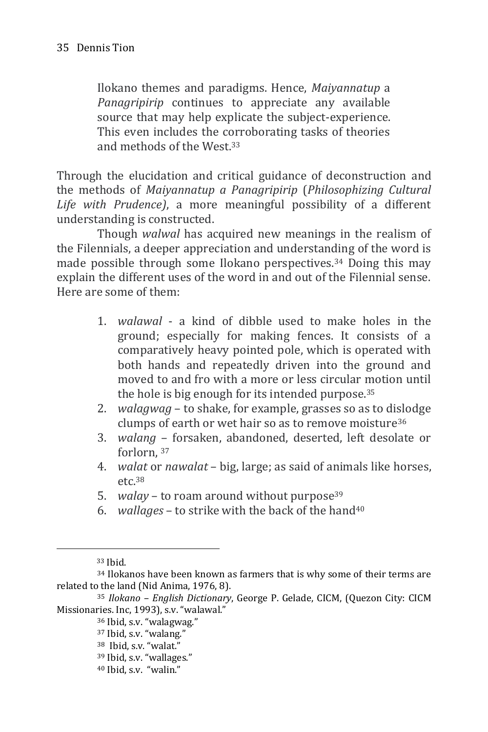> Ilokano themes and paradigms. Hence, *Maiyannatup* a *Panagripirip* continues to appreciate any available source that may help explicate the subject-experience. This even includes the corroborating tasks of theories and methods of the West.[33]

Through the elucidation and critical guidance of deconstruction and the methods of *Maiyannatup a Panagripirip* (*Philosophizing Cultural Life with Prudence)*, a more meaningful possibility of a different understanding is constructed.

Though *walwal* has acquired new meanings in the realism of the Filennials, a deeper appreciation and understanding of the word is made possible through some Ilokano perspectives.[34] Doing this may explain the different uses of the word in and out of the Filennial sense. Here are some of them:

1. *walawal* - a kind of dibble used to make holes in the ground; especially for making fences. It consists of a comparatively heavy pointed pole, which is operated with both hands and repeatedly driven into the ground and moved to and fro with a more or less circular motion until the hole is big enough for its intended purpose.[35]
2. *walagwag* – to shake, for example, grasses so as to dislodge clumps of earth or wet hair so as to remove moisture[36]
3. *walang* – forsaken, abandoned, deserted, left desolate or forlorn, [37]
4. *walat* or *nawalat* – big, large; as said of animals like horses, etc.[38]
5. *walay* – to roam around without purpose[39]
6. *wallages* – to strike with the back of the hand[40]

---

[33] Ibid.

[34] Ilokanos have been known as farmers that is why some of their terms are related to the land (Nid Anima, 1976, 8).

[35] *Ilokano – English Dictionary*, George P. Gelade, CICM, (Quezon City: CICM Missionaries. Inc, 1993), s.v. "walawal."

[36] Ibid, s.v. "walagwag."

[37] Ibid, s.v. "walang."

[38] Ibid, s.v. "walat."

[39] Ibid, s.v. "wallages."

[40] Ibid, s.v. "walin."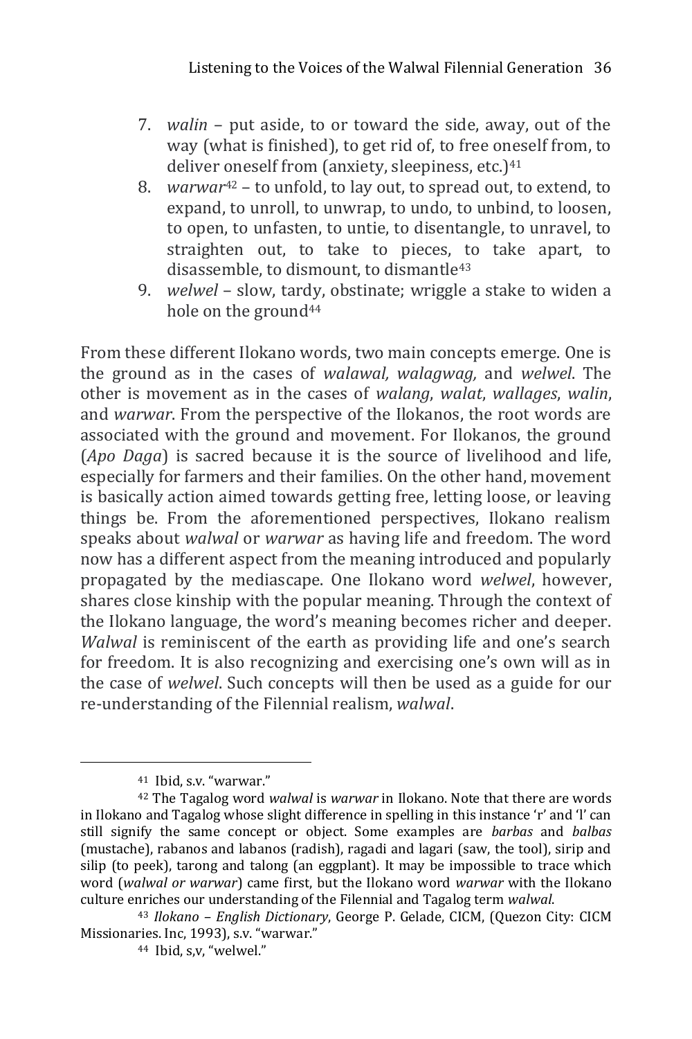7. *walin* – put aside, to or toward the side, away, out of the way (what is finished), to get rid of, to free oneself from, to deliver oneself from (anxiety, sleepiness, etc.)[41]
8. *warwar*[42] – to unfold, to lay out, to spread out, to extend, to expand, to unroll, to unwrap, to undo, to unbind, to loosen, to open, to unfasten, to untie, to disentangle, to unravel, to straighten out, to take to pieces, to take apart, to disassemble, to dismount, to dismantle[43]
9. *welwel* – slow, tardy, obstinate; wriggle a stake to widen a hole on the ground[44]

From these different Ilokano words, two main concepts emerge. One is the ground as in the cases of *walawal, walagwag,* and *welwel*. The other is movement as in the cases of *walang*, *walat*, *wallages*, *walin*, and *warwar*. From the perspective of the Ilokanos, the root words are associated with the ground and movement. For Ilokanos, the ground (*Apo Daga*) is sacred because it is the source of livelihood and life, especially for farmers and their families. On the other hand, movement is basically action aimed towards getting free, letting loose, or leaving things be. From the aforementioned perspectives, Ilokano realism speaks about *walwal* or *warwar* as having life and freedom. The word now has a different aspect from the meaning introduced and popularly propagated by the mediascape. One Ilokano word *welwel*, however, shares close kinship with the popular meaning. Through the context of the Ilokano language, the word's meaning becomes richer and deeper. *Walwal* is reminiscent of the earth as providing life and one's search for freedom. It is also recognizing and exercising one's own will as in the case of *welwel*. Such concepts will then be used as a guide for our re-understanding of the Filennial realism, *walwal*.

---

[41] Ibid, s.v. "warwar."

[42] The Tagalog word *walwal* is *warwar* in Ilokano. Note that there are words in Ilokano and Tagalog whose slight difference in spelling in this instance 'r' and 'l' can still signify the same concept or object. Some examples are *barbas* and *balbas* (mustache), rabanos and labanos (radish), ragadi and lagari (saw, the tool), sirip and silip (to peek), tarong and talong (an eggplant). It may be impossible to trace which word (*walwal or warwar*) came first, but the Ilokano word *warwar* with the Ilokano culture enriches our understanding of the Filennial and Tagalog term *walwal*.

[43] *Ilokano – English Dictionary*, George P. Gelade, CICM, (Quezon City: CICM Missionaries. Inc, 1993), s.v. "warwar."

[44] Ibid, s,v, "welwel."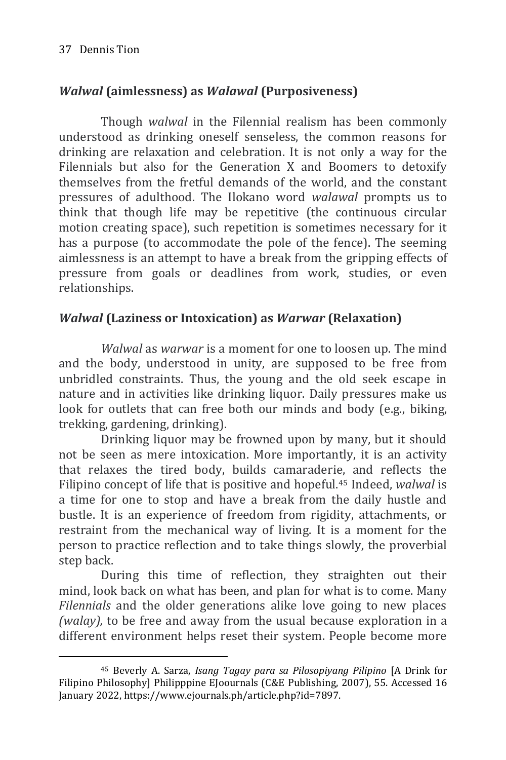## *Walwal* (aimlessness) as *Walawal* (Purposiveness)

Though *walwal* in the Filennial realism has been commonly understood as drinking oneself senseless, the common reasons for drinking are relaxation and celebration. It is not only a way for the Filennials but also for the Generation X and Boomers to detoxify themselves from the fretful demands of the world, and the constant pressures of adulthood. The Ilokano word *walawal* prompts us to think that though life may be repetitive (the continuous circular motion creating space), such repetition is sometimes necessary for it has a purpose (to accommodate the pole of the fence). The seeming aimlessness is an attempt to have a break from the gripping effects of pressure from goals or deadlines from work, studies, or even relationships.

## *Walwal* (Laziness or Intoxication) as *Warwar* (Relaxation)

*Walwal* as *warwar* is a moment for one to loosen up. The mind and the body, understood in unity, are supposed to be free from unbridled constraints. Thus, the young and the old seek escape in nature and in activities like drinking liquor. Daily pressures make us look for outlets that can free both our minds and body (e.g., biking, trekking, gardening, drinking).

Drinking liquor may be frowned upon by many, but it should not be seen as mere intoxication. More importantly, it is an activity that relaxes the tired body, builds camaraderie, and reflects the Filipino concept of life that is positive and hopeful.[45] Indeed, *walwal* is a time for one to stop and have a break from the daily hustle and bustle. It is an experience of freedom from rigidity, attachments, or restraint from the mechanical way of living. It is a moment for the person to practice reflection and to take things slowly, the proverbial step back.

During this time of reflection, they straighten out their mind, look back on what has been, and plan for what is to come. Many *Filennials* and the older generations alike love going to new places *(walay),* to be free and away from the usual because exploration in a different environment helps reset their system. People become more

---

[45] Beverly A. Sarza, *Isang Tagay para sa Pilosopiyang Pilipino* [A Drink for Filipino Philosophy] Philipppine EJoournals (C&E Publishing, 2007), 55. Accessed 16 January 2022, https://www.ejournals.ph/article.php?id=7897.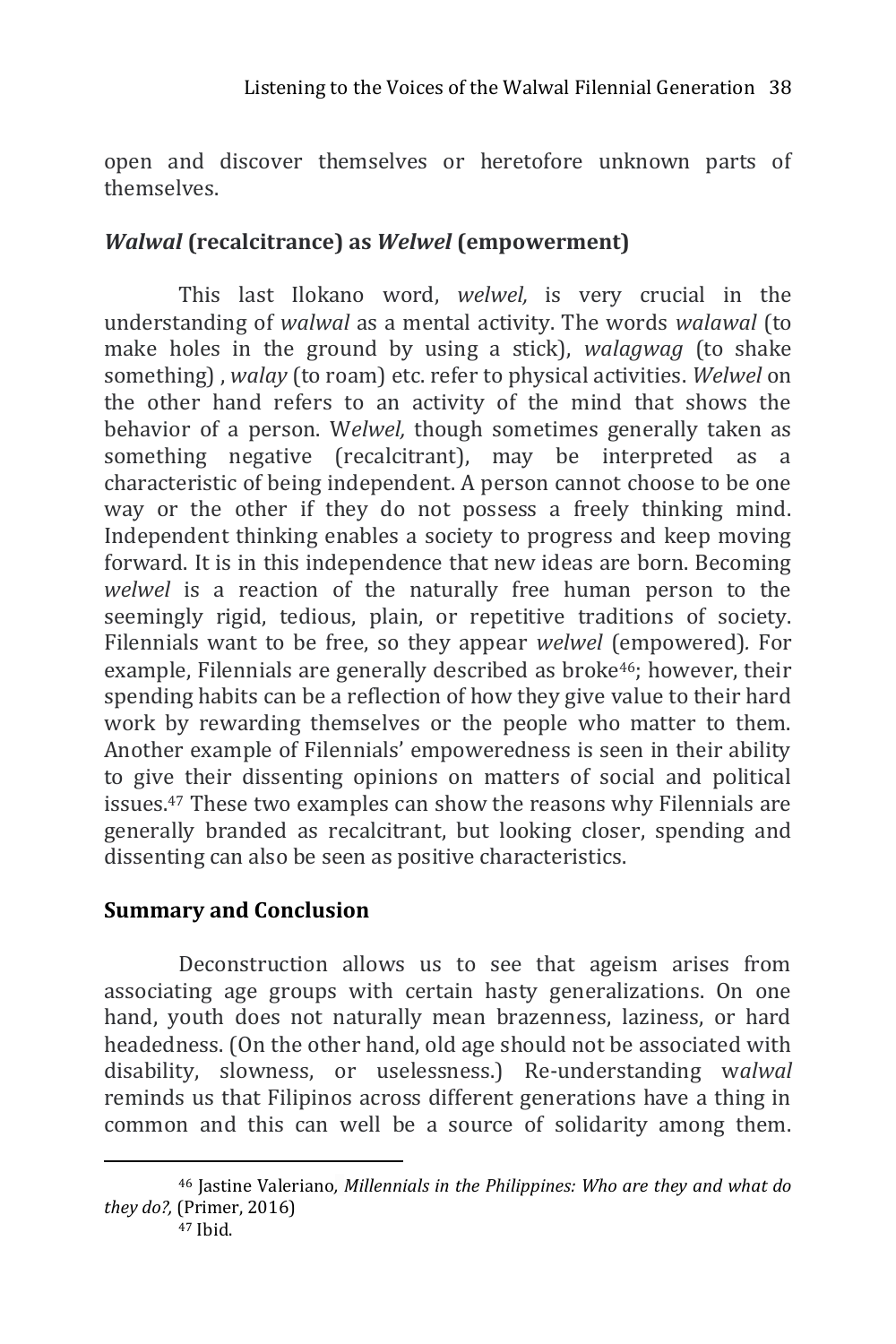open and discover themselves or heretofore unknown parts of themselves.

### *Walwal* (recalcitrance) as *Welwel* (empowerment)

This last Ilokano word, *welwel,* is very crucial in the understanding of *walwal* as a mental activity. The words *walawal* (to make holes in the ground by using a stick), *walagwag* (to shake something) , *walay* (to roam) etc. refer to physical activities. *Welwel* on the other hand refers to an activity of the mind that shows the behavior of a person. W*elwel,* though sometimes generally taken as something negative (recalcitrant), may be interpreted as a characteristic of being independent. A person cannot choose to be one way or the other if they do not possess a freely thinking mind. Independent thinking enables a society to progress and keep moving forward. It is in this independence that new ideas are born. Becoming *welwel* is a reaction of the naturally free human person to the seemingly rigid, tedious, plain, or repetitive traditions of society. Filennials want to be free, so they appear *welwel* (empowered)*.* For example, Filennials are generally described as broke[46]; however, their spending habits can be a reflection of how they give value to their hard work by rewarding themselves or the people who matter to them. Another example of Filennials' empoweredness is seen in their ability to give their dissenting opinions on matters of social and political issues.[47] These two examples can show the reasons why Filennials are generally branded as recalcitrant, but looking closer, spending and dissenting can also be seen as positive characteristics.

### Summary and Conclusion

Deconstruction allows us to see that ageism arises from associating age groups with certain hasty generalizations. On one hand, youth does not naturally mean brazenness, laziness, or hard headedness. (On the other hand, old age should not be associated with disability, slowness, or uselessness.) Re-understanding w*alwal* reminds us that Filipinos across different generations have a thing in common and this can well be a source of solidarity among them.

---

[46] Jastine Valeriano, *Millennials in the Philippines: Who are they and what do they do?,* (Primer, 2016)

[47] Ibid.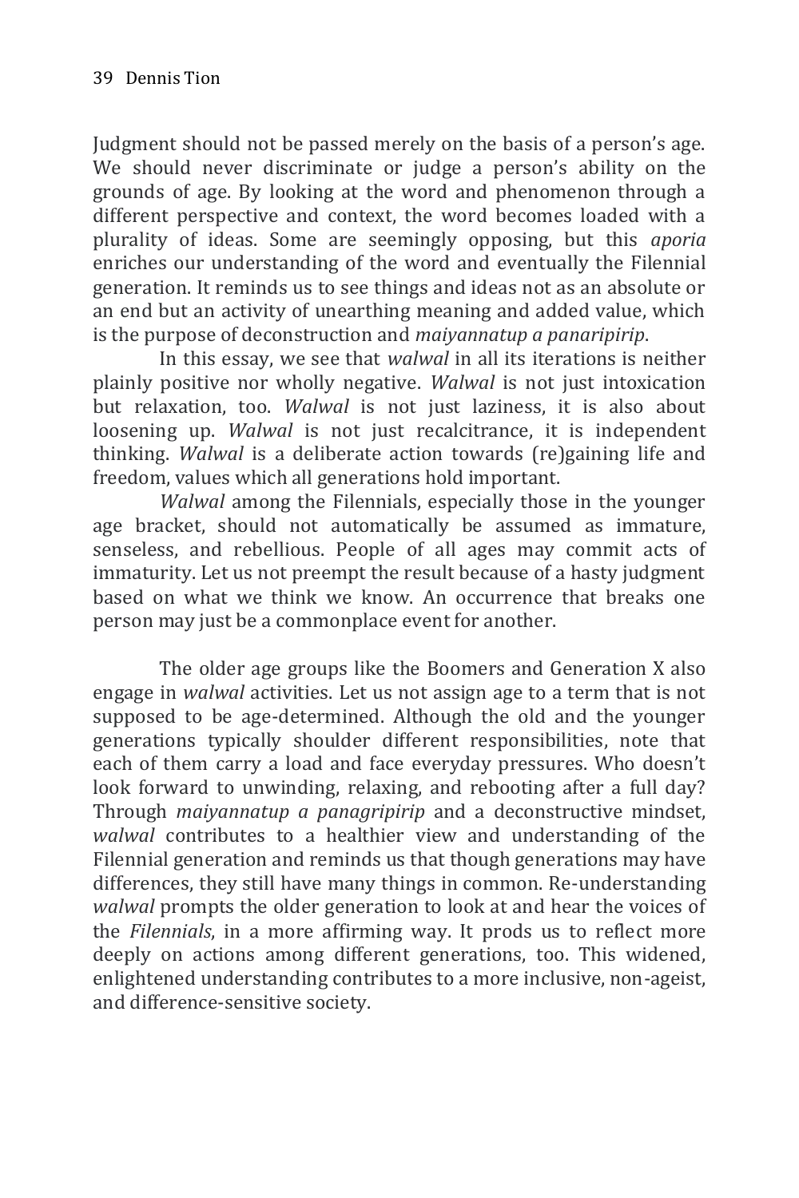Judgment should not be passed merely on the basis of a person's age. We should never discriminate or judge a person's ability on the grounds of age. By looking at the word and phenomenon through a different perspective and context, the word becomes loaded with a plurality of ideas. Some are seemingly opposing, but this *aporia* enriches our understanding of the word and eventually the Filennial generation. It reminds us to see things and ideas not as an absolute or an end but an activity of unearthing meaning and added value, which is the purpose of deconstruction and *maiyannatup a panaripirip*.

In this essay, we see that *walwal* in all its iterations is neither plainly positive nor wholly negative. *Walwal* is not just intoxication but relaxation, too. *Walwal* is not just laziness, it is also about loosening up. *Walwal* is not just recalcitrance, it is independent thinking. *Walwal* is a deliberate action towards (re)gaining life and freedom, values which all generations hold important.

*Walwal* among the Filennials, especially those in the younger age bracket, should not automatically be assumed as immature, senseless, and rebellious. People of all ages may commit acts of immaturity. Let us not preempt the result because of a hasty judgment based on what we think we know. An occurrence that breaks one person may just be a commonplace event for another.

The older age groups like the Boomers and Generation X also engage in *walwal* activities. Let us not assign age to a term that is not supposed to be age-determined. Although the old and the younger generations typically shoulder different responsibilities, note that each of them carry a load and face everyday pressures. Who doesn't look forward to unwinding, relaxing, and rebooting after a full day? Through *maiyannatup a panagripirip* and a deconstructive mindset, *walwal* contributes to a healthier view and understanding of the Filennial generation and reminds us that though generations may have differences, they still have many things in common. Re-understanding *walwal* prompts the older generation to look at and hear the voices of the *Filennials*, in a more affirming way. It prods us to reflect more deeply on actions among different generations, too. This widened, enlightened understanding contributes to a more inclusive, non-ageist, and difference-sensitive society.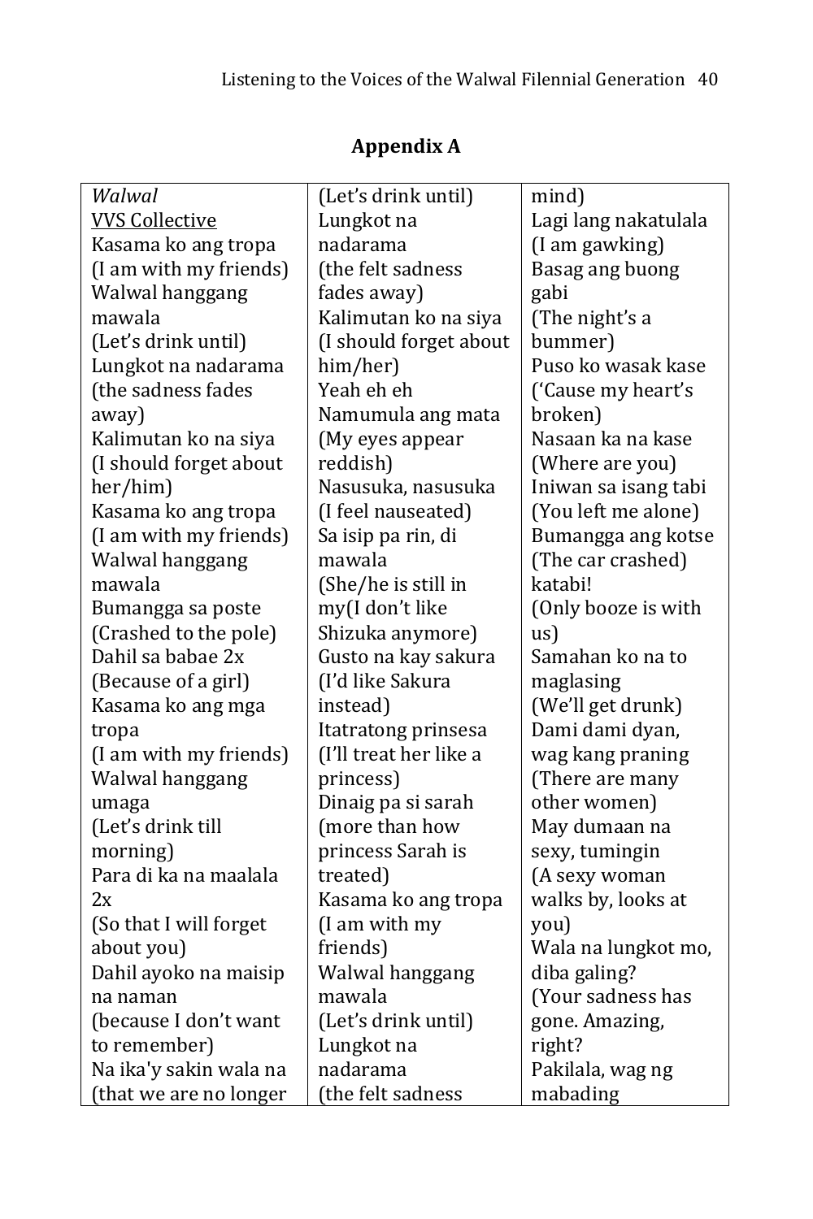## Appendix A

*Walwal*
VVS Collective
Kasama ko ang tropa
(I am with my friends)
Walwal hanggang mawala
(Let's drink until)
Lungkot na nadarama
(the sadness fades away)
Kalimutan ko na siya
(I should forget about her/him)
Kasama ko ang tropa
(I am with my friends)
Walwal hanggang mawala
Bumangga sa poste
(Crashed to the pole)
Dahil sa babae 2x
(Because of a girl)
Kasama ko ang mga tropa
(I am with my friends)
Walwal hanggang umaga
(Let's drink till morning)
Para di ka na maalala 2x
(So that I will forget about you)
Dahil ayoko na maisip na naman
(because I don't want to remember)
Na ika'y sakin wala na
(that we are no longer

(Let's drink until)
Lungkot na nadarama
(the felt sadness fades away)
Kalimutan ko na siya
(I should forget about him/her)
Yeah eh eh
Namumula ang mata
(My eyes appear reddish)
Nasusuka, nasusuka
(I feel nauseated)
Sa isip pa rin, di mawala
(She/he is still in my(I don't like Shizuka anymore)
Gusto na kay sakura
(I'd like Sakura instead)
Itatratong prinsesa
(I'll treat her like a princess)
Dinaig pa si sarah
(more than how princess Sarah is treated)
Kasama ko ang tropa
(I am with my friends)
Walwal hanggang mawala
(Let's drink until)
Lungkot na nadarama
(the felt sadness

mind)
Lagi lang nakatulala
(I am gawking)
Basag ang buong gabi
(The night's a bummer)
Puso ko wasak kase
('Cause my heart's broken)
Nasaan ka na kase
(Where are you)
Iniwan sa isang tabi
(You left me alone)
Bumangga ang kotse
(The car crashed)
katabi!
(Only booze is with us)
Samahan ko na to maglasing
(We'll get drunk)
Dami dami dyan, wag kang praning
(There are many other women)
May dumaan na sexy, tumingin
(A sexy woman walks by, looks at you)
Wala na lungkot mo, diba galing?
(Your sadness has gone. Amazing, right?
Pakilala, wag ng mabading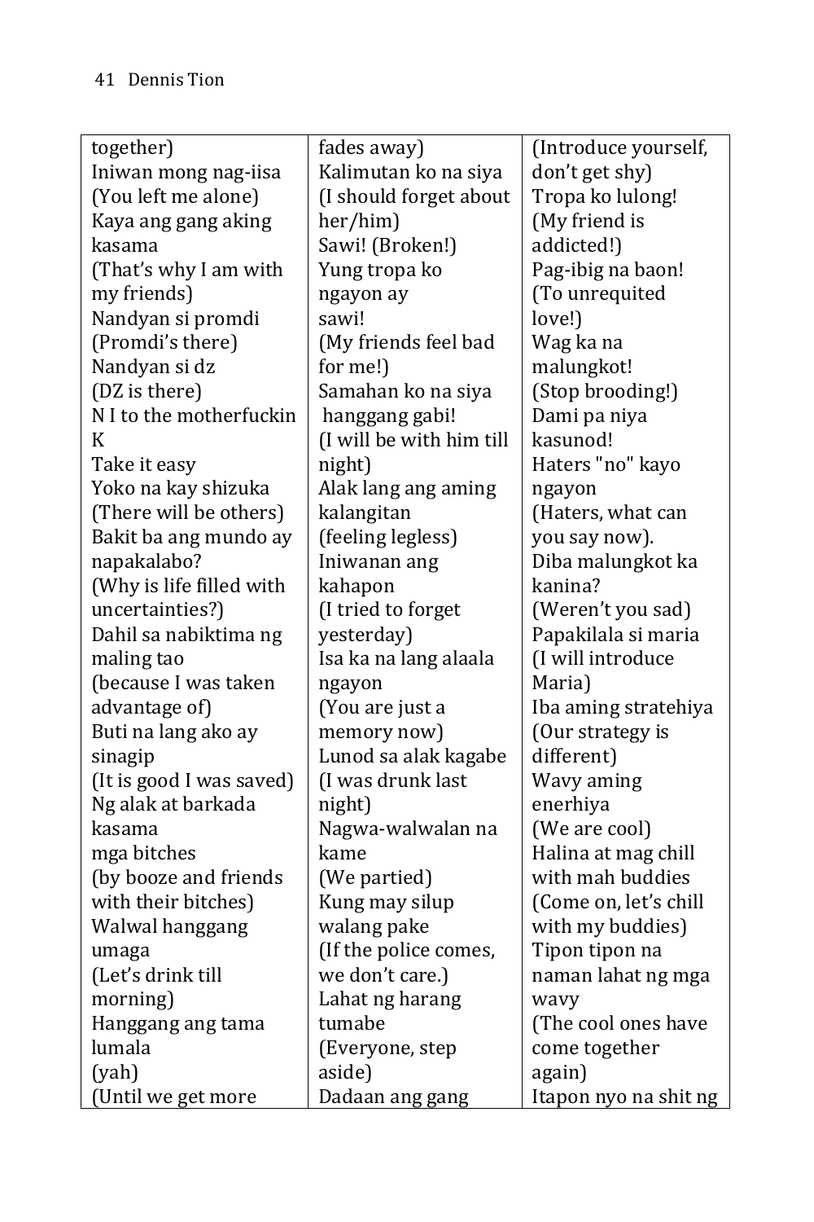| together)<br>Iniwan mong nag-iisa<br>(You left me alone)<br>Kaya ang gang aking kasama<br>(That's why I am with my friends)<br>Nandyan si promdi<br>(Promdi's there)<br>Nandyan si dz<br>(DZ is there)<br>N I to the motherfuckin K<br>Take it easy<br>Yoko na kay shizuka<br>(There will be others)<br>Bakit ba ang mundo ay napakalabo?<br>(Why is life filled with uncertainties?)<br>Dahil sa nabiktima ng maling tao<br>(because I was taken advantage of)<br>Buti na lang ako ay sinagip<br>(It is good I was saved)<br>Ng alak at barkada kasama<br>mga bitches<br>(by booze and friends with their bitches)<br>Walwal hanggang umaga<br>(Let's drink till morning)<br>Hanggang ang tama lumala<br>(yah)<br>(Until we get more | fades away)<br>Kalimutan ko na siya<br>(I should forget about her/him)<br>Sawi! (Broken!)<br>Yung tropa ko ngayon ay<br>sawi!<br>(My friends feel bad for me!)<br>Samahan ko na siya hanggang gabi!<br>(I will be with him till night)<br>Alak lang ang aming kalangitan<br>(feeling legless)<br>Iniwanan ang kahapon<br>(I tried to forget yesterday)<br>Isa ka na lang alaala ngayon<br>(You are just a memory now)<br>Lunod sa alak kagabe<br>(I was drunk last night)<br>Nagwa-walwalan na kame<br>(We partied)<br>Kung may silup walang pake<br>(If the police comes, we don't care.)<br>Lahat ng harang tumabe<br>(Everyone, step aside)<br>Dadaan ang gang | (Introduce yourself, don't get shy)<br>Tropa ko lulong!<br>(My friend is addicted!)<br>Pag-ibig na baon!<br>(To unrequited love!)<br>Wag ka na malungkot!<br>(Stop brooding!)<br>Dami pa niya kasunod!<br>Haters "no" kayo ngayon<br>(Haters, what can you say now).<br>Diba malungkot ka kanina?<br>(Weren't you sad)<br>Papakilala si maria<br>(I will introduce Maria)<br>Iba aming stratehiya<br>(Our strategy is different)<br>Wavy aming enerhiya<br>(We are cool)<br>Halina at mag chill with mah buddies<br>(Come on, let's chill with my buddies)<br>Tipon tipon na naman lahat ng mga wavy<br>(The cool ones have come together again)<br>Itapon nyo na shit ng |
|---|---|---|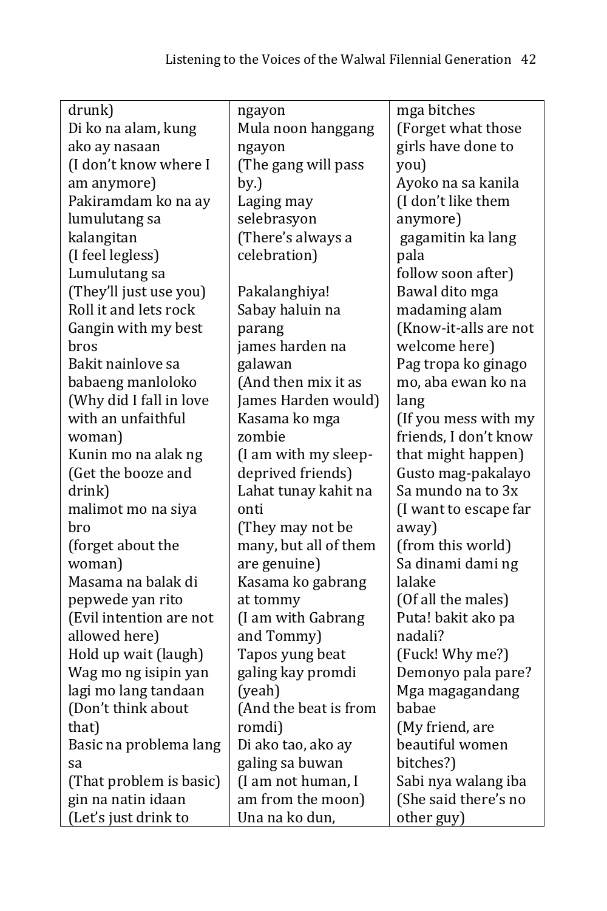| drunk)<br>Di ko na alam, kung ako ay nasaan<br>(I don't know where I am anymore)<br>Pakiramdam ko na ay lumulutang sa kalangitan<br>(I feel legless)<br>Lumulutang sa<br>(They'll just use you)<br>Roll it and lets rock<br>Gangin with my best bros<br>Bakit nainlove sa babaeng manloloko<br>(Why did I fall in love with an unfaithful woman)<br>Kunin mo na alak ng<br>(Get the booze and drink)<br>malimot mo na siya bro<br>(forget about the woman)<br>Masama na balak di pepwede yan rito<br>(Evil intention are not allowed here)<br>Hold up wait (laugh)<br>Wag mo ng isipin yan lagi mo lang tandaan<br>(Don't think about that)<br>Basic na problema lang sa<br>(That problem is basic)<br>gin na natin idaan<br>(Let's just drink to | ngayon<br>Mula noon hanggang ngayon<br>(The gang will pass by.)<br>Laging may selebrasyon<br>(There's always a celebration)<br><br>Pakalanghiya!<br>Sabay haluin na parang<br>james harden na galawan<br>(And then mix it as James Harden would)<br>Kasama ko mga zombie<br>(I am with my sleep-deprived friends)<br>Lahat tunay kahit na onti<br>(They may not be many, but all of them are genuine)<br>Kasama ko gabrang at tommy<br>(I am with Gabrang and Tommy)<br>Tapos yung beat galing kay promdi (yeah)<br>(And the beat is from romdi)<br>Di ako tao, ako ay galing sa buwan<br>(I am not human, I am from the moon)<br>Una na ko dun, | mga bitches<br>(Forget what those girls have done to you)<br>Ayoko na sa kanila<br>(I don't like them anymore)<br>gagamitin ka lang pala<br>follow soon after)<br>Bawal dito mga madaming alam<br>(Know-it-alls are not welcome here)<br>Pag tropa ko ginago mo, aba ewan ko na lang<br>(If you mess with my friends, I don't know that might happen)<br>Gusto mag-pakalayo<br>Sa mundo na to 3x<br>(I want to escape far away)<br>(from this world)<br>Sa dinami dami ng lalake<br>(Of all the males)<br>Puta! bakit ako pa nadali?<br>(Fuck! Why me?)<br>Demonyo pala pare?<br>Mga magagandang babae<br>(My friend, are beautiful women bitches?)<br>Sabi nya walang iba<br>(She said there's no other guy) |
|---|---|---|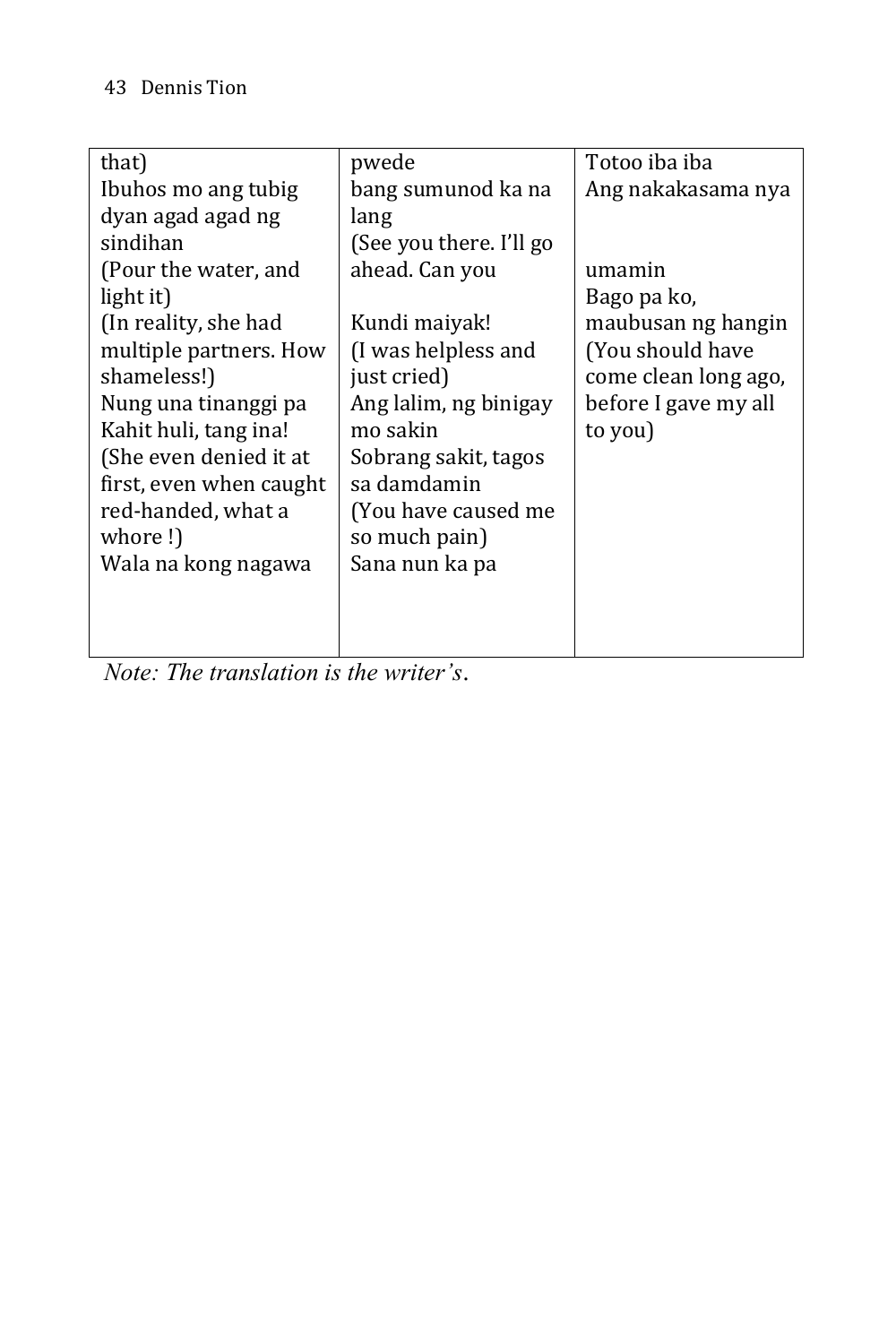| | | |
|---|---|---|
| that)<br>Ibuhos mo ang tubig dyan agad agad ng sindihan<br>(Pour the water, and light it)<br>(In reality, she had multiple partners. How shameless!)<br>Nung una tinanggi pa<br>Kahit huli, tang ina!<br>(She even denied it at first, even when caught red-handed, what a whore !)<br>Wala na kong nagawa | pwede<br>bang sumunod ka na lang<br>(See you there. I'll go ahead. Can you<br><br>Kundi maiyak!<br>(I was helpless and just cried)<br>Ang lalim, ng binigay mo sakin<br>Sobrang sakit, tagos sa damdamin<br>(You have caused me so much pain)<br>Sana nun ka pa | Totoo iba iba<br>Ang nakakasama nya<br><br><br>umamin<br>Bago pa ko, maubusan ng hangin<br>(You should have come clean long ago, before I gave my all to you) |

*Note: The translation is the writer's.*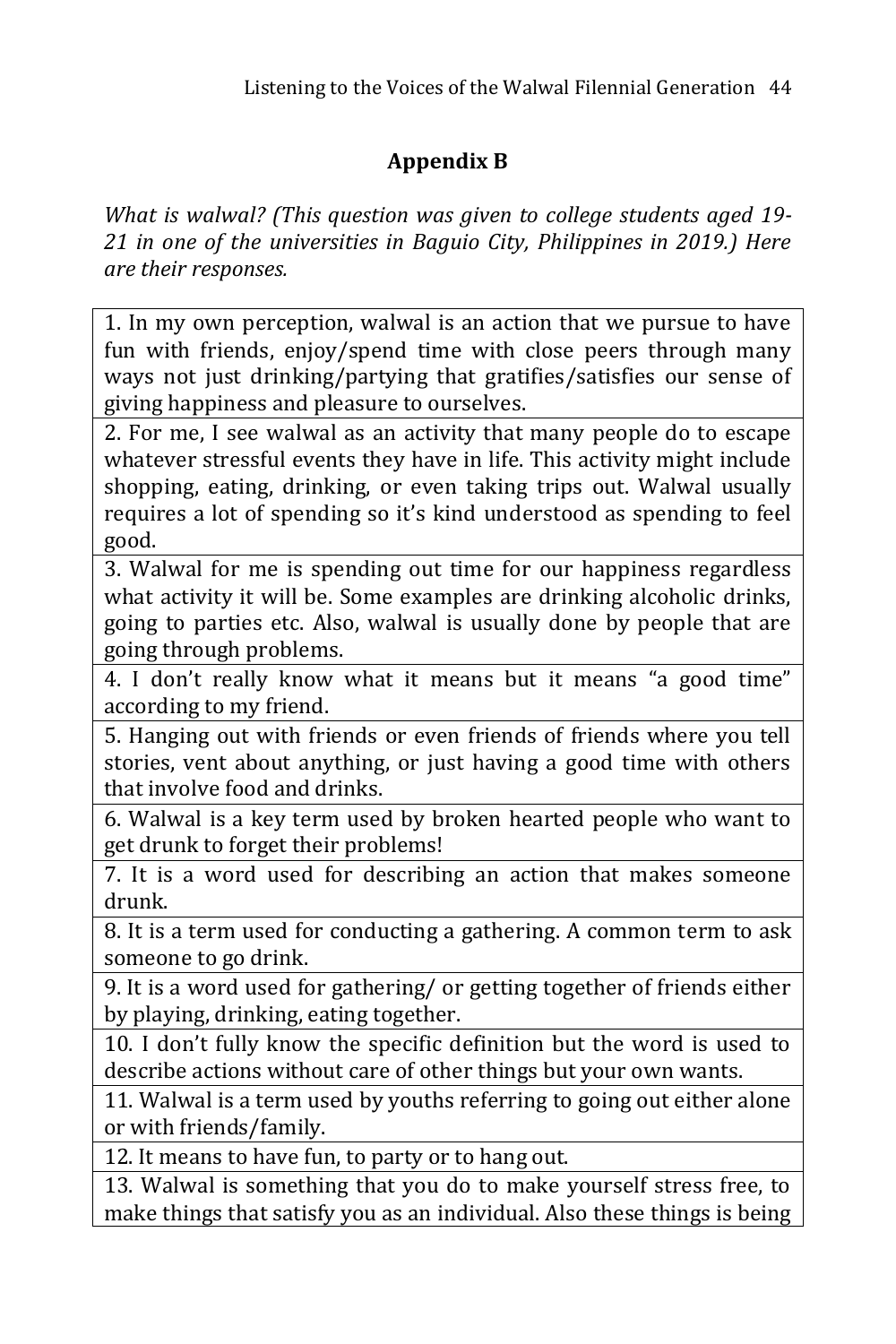## Appendix B

*What is walwal? (This question was given to college students aged 19-21 in one of the universities in Baguio City, Philippines in 2019.) Here are their responses.*

| |
|---|
| 1. In my own perception, walwal is an action that we pursue to have fun with friends, enjoy/spend time with close peers through many ways not just drinking/partying that gratifies/satisfies our sense of giving happiness and pleasure to ourselves. |
| 2. For me, I see walwal as an activity that many people do to escape whatever stressful events they have in life. This activity might include shopping, eating, drinking, or even taking trips out. Walwal usually requires a lot of spending so it's kind understood as spending to feel good. |
| 3. Walwal for me is spending out time for our happiness regardless what activity it will be. Some examples are drinking alcoholic drinks, going to parties etc. Also, walwal is usually done by people that are going through problems. |
| 4. I don't really know what it means but it means "a good time" according to my friend. |
| 5. Hanging out with friends or even friends of friends where you tell stories, vent about anything, or just having a good time with others that involve food and drinks. |
| 6. Walwal is a key term used by broken hearted people who want to get drunk to forget their problems! |
| 7. It is a word used for describing an action that makes someone drunk. |
| 8. It is a term used for conducting a gathering. A common term to ask someone to go drink. |
| 9. It is a word used for gathering/ or getting together of friends either by playing, drinking, eating together. |
| 10. I don't fully know the specific definition but the word is used to describe actions without care of other things but your own wants. |
| 11. Walwal is a term used by youths referring to going out either alone or with friends/family. |
| 12. It means to have fun, to party or to hang out. |
| 13. Walwal is something that you do to make yourself stress free, to make things that satisfy you as an individual. Also these things is being |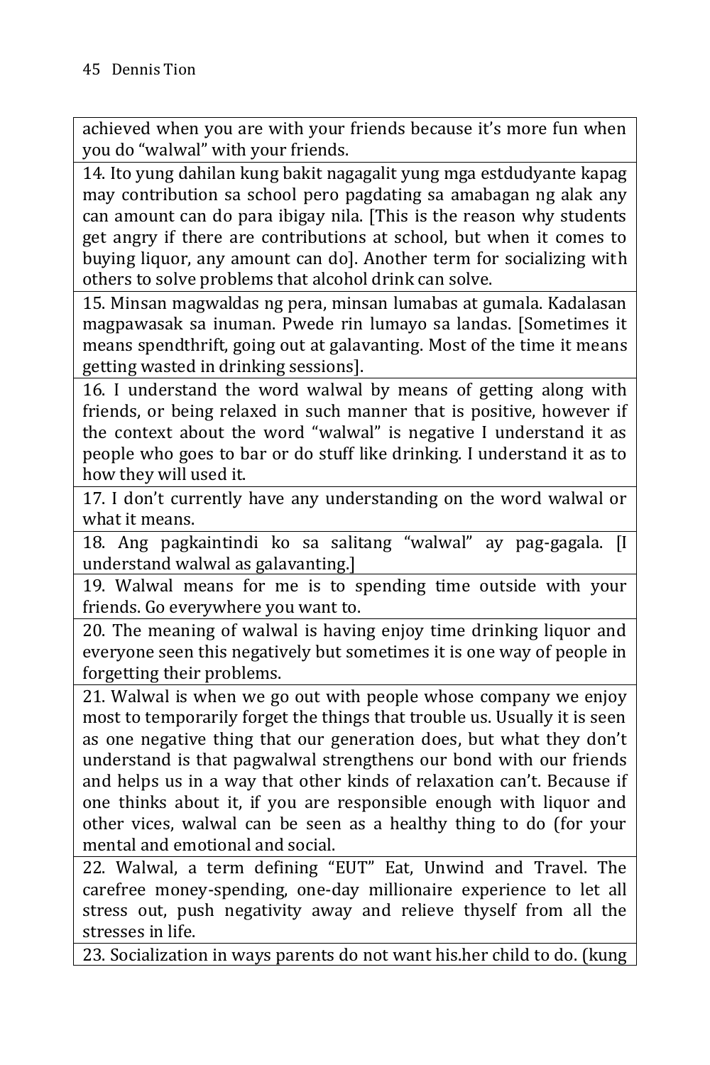| |
|---|
| achieved when you are with your friends because it's more fun when you do "walwal" with your friends. |
| 14. Ito yung dahilan kung bakit nagagalit yung mga estdudyante kapag may contribution sa school pero pagdating sa amabagan ng alak any can amount can do para ibigay nila. [This is the reason why students get angry if there are contributions at school, but when it comes to buying liquor, any amount can do]. Another term for socializing with others to solve problems that alcohol drink can solve. |
| 15. Minsan magwaldas ng pera, minsan lumabas at gumala. Kadalasan magpawasak sa inuman. Pwede rin lumayo sa landas. [Sometimes it means spendthrift, going out at galavanting. Most of the time it means getting wasted in drinking sessions]. |
| 16. I understand the word walwal by means of getting along with friends, or being relaxed in such manner that is positive, however if the context about the word "walwal" is negative I understand it as people who goes to bar or do stuff like drinking. I understand it as to how they will used it. |
| 17. I don't currently have any understanding on the word walwal or what it means. |
| 18. Ang pagkaintindi ko sa salitang "walwal" ay pag-gagala. [I understand walwal as galavanting.] |
| 19. Walwal means for me is to spending time outside with your friends. Go everywhere you want to. |
| 20. The meaning of walwal is having enjoy time drinking liquor and everyone seen this negatively but sometimes it is one way of people in forgetting their problems. |
| 21. Walwal is when we go out with people whose company we enjoy most to temporarily forget the things that trouble us. Usually it is seen as one negative thing that our generation does, but what they don't understand is that pagwalwal strengthens our bond with our friends and helps us in a way that other kinds of relaxation can't. Because if one thinks about it, if you are responsible enough with liquor and other vices, walwal can be seen as a healthy thing to do (for your mental and emotional and social. |
| 22. Walwal, a term defining "EUT" Eat, Unwind and Travel. The carefree money-spending, one-day millionaire experience to let all stress out, push negativity away and relieve thyself from all the stresses in life. |
| 23. Socialization in ways parents do not want his.her child to do. (kung |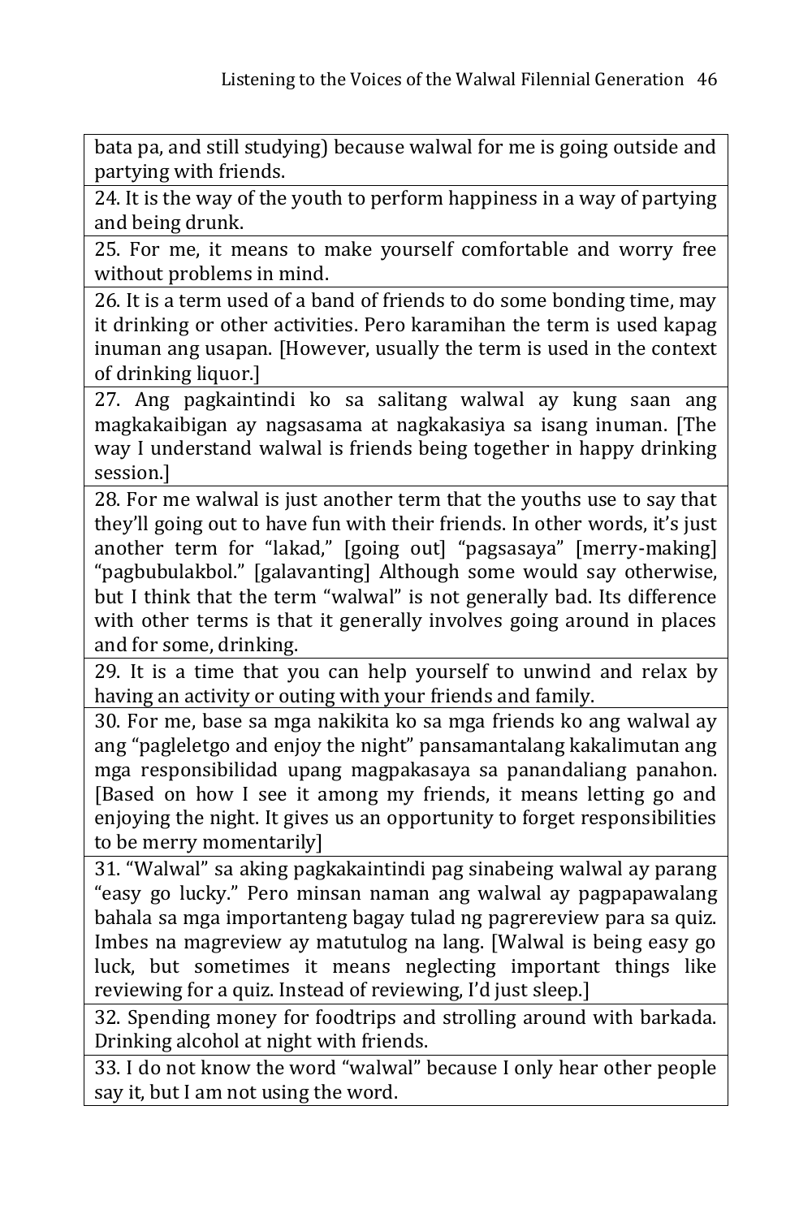| |
|---|
| bata pa, and still studying) because walwal for me is going outside and partying with friends. |
| 24. It is the way of the youth to perform happiness in a way of partying and being drunk. |
| 25. For me, it means to make yourself comfortable and worry free without problems in mind. |
| 26. It is a term used of a band of friends to do some bonding time, may it drinking or other activities. Pero karamihan the term is used kapag inuman ang usapan. [However, usually the term is used in the context of drinking liquor.] |
| 27. Ang pagkaintindi ko sa salitang walwal ay kung saan ang magkakaibigan ay nagsasama at nagkakasiya sa isang inuman. [The way I understand walwal is friends being together in happy drinking session.] |
| 28. For me walwal is just another term that the youths use to say that they'll going out to have fun with their friends. In other words, it's just another term for "lakad," [going out] "pagsasaya" [merry-making] "pagbubulakbol." [galavanting] Although some would say otherwise, but I think that the term "walwal" is not generally bad. Its difference with other terms is that it generally involves going around in places and for some, drinking. |
| 29. It is a time that you can help yourself to unwind and relax by having an activity or outing with your friends and family. |
| 30. For me, base sa mga nakikita ko sa mga friends ko ang walwal ay ang "pagleletgo and enjoy the night" pansamantalang kakalimutan ang mga responsibilidad upang magpakasaya sa panandaliang panahon. [Based on how I see it among my friends, it means letting go and enjoying the night. It gives us an opportunity to forget responsibilities to be merry momentarily] |
| 31. "Walwal" sa aking pagkakaintindi pag sinabeing walwal ay parang "easy go lucky." Pero minsan naman ang walwal ay pagpapawalang bahala sa mga importanteng bagay tulad ng pagrereview para sa quiz. Imbes na magreview ay matutulog na lang. [Walwal is being easy go luck, but sometimes it means neglecting important things like reviewing for a quiz. Instead of reviewing, I'd just sleep.] |
| 32. Spending money for foodtrips and strolling around with barkada. Drinking alcohol at night with friends. |
| 33. I do not know the word "walwal" because I only hear other people say it, but I am not using the word. |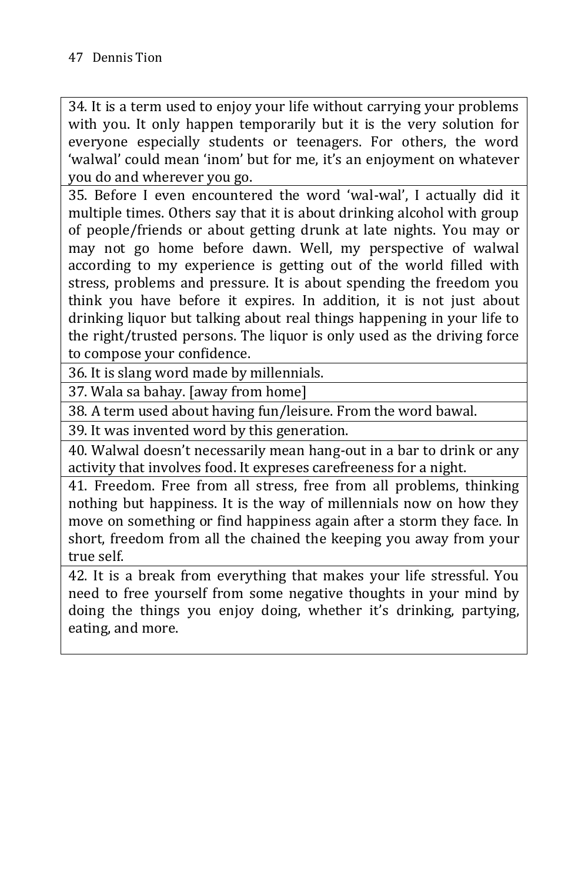| |
|---|
| 34. It is a term used to enjoy your life without carrying your problems with you. It only happen temporarily but it is the very solution for everyone especially students or teenagers. For others, the word 'walwal' could mean 'inom' but for me, it's an enjoyment on whatever you do and wherever you go. |
| 35. Before I even encountered the word 'wal-wal', I actually did it multiple times. Others say that it is about drinking alcohol with group of people/friends or about getting drunk at late nights. You may or may not go home before dawn. Well, my perspective of walwal according to my experience is getting out of the world filled with stress, problems and pressure. It is about spending the freedom you think you have before it expires. In addition, it is not just about drinking liquor but talking about real things happening in your life to the right/trusted persons. The liquor is only used as the driving force to compose your confidence. |
| 36. It is slang word made by millennials. |
| 37. Wala sa bahay. [away from home] |
| 38. A term used about having fun/leisure. From the word bawal. |
| 39. It was invented word by this generation. |
| 40. Walwal doesn't necessarily mean hang-out in a bar to drink or any activity that involves food. It expreses carefreeness for a night. |
| 41. Freedom. Free from all stress, free from all problems, thinking nothing but happiness. It is the way of millennials now on how they move on something or find happiness again after a storm they face. In short, freedom from all the chained the keeping you away from your true self. |
| 42. It is a break from everything that makes your life stressful. You need to free yourself from some negative thoughts in your mind by doing the things you enjoy doing, whether it's drinking, partying, eating, and more. |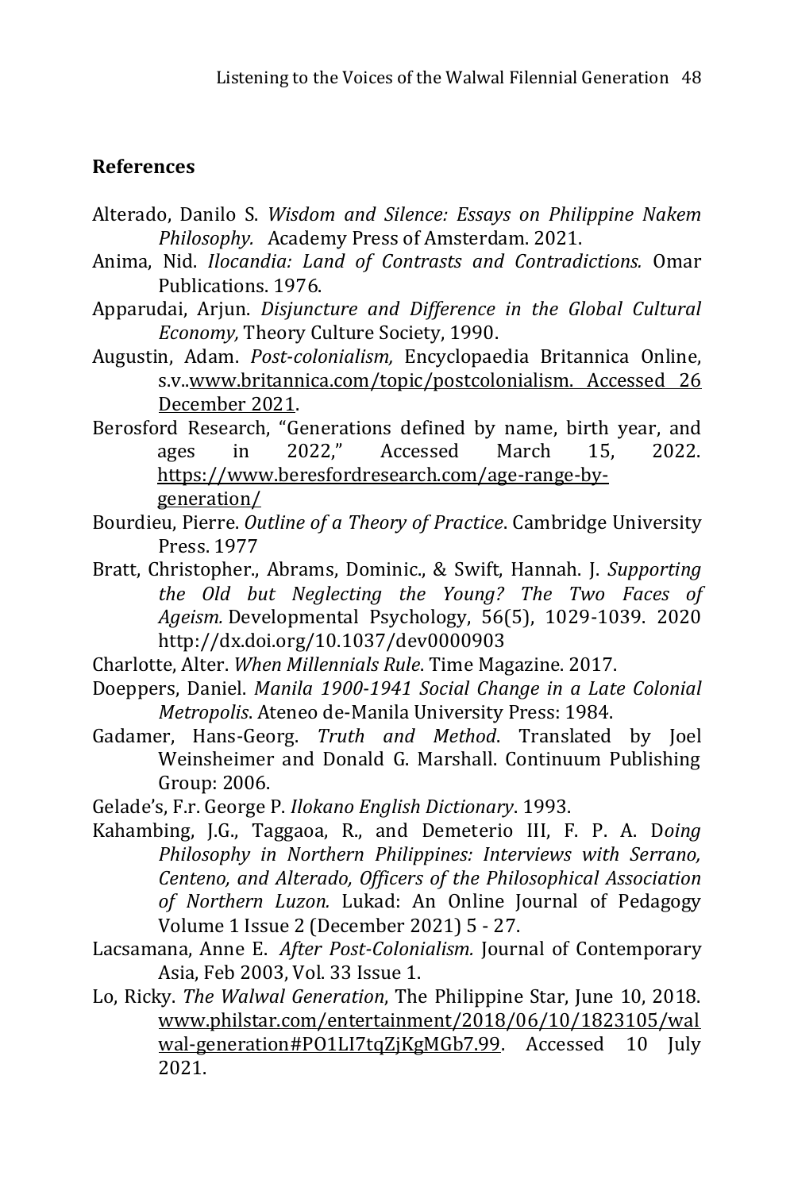## References

Alterado, Danilo S. *Wisdom and Silence: Essays on Philippine Nakem Philosophy.* Academy Press of Amsterdam. 2021.

Anima, Nid. *Ilocandia: Land of Contrasts and Contradictions.* Omar Publications. 1976.

Apparudai, Arjun. *Disjuncture and Difference in the Global Cultural Economy,* Theory Culture Society, 1990.

Augustin, Adam. *Post-colonialism,* Encyclopaedia Britannica Online, s.v..www.britannica.com/topic/postcolonialism. Accessed 26 December 2021.

Berosford Research, "Generations defined by name, birth year, and ages in 2022," Accessed March 15, 2022. https://www.beresfordresearch.com/age-range-by-generation/

Bourdieu, Pierre. *Outline of a Theory of Practice*. Cambridge University Press. 1977

Bratt, Christopher., Abrams, Dominic., & Swift, Hannah. J. *Supporting the Old but Neglecting the Young? The Two Faces of Ageism.* Developmental Psychology, 56(5), 1029-1039. 2020 http://dx.doi.org/10.1037/dev0000903

Charlotte, Alter. *When Millennials Rule*. Time Magazine. 2017.

Doeppers, Daniel. *Manila 1900-1941 Social Change in a Late Colonial Metropolis*. Ateneo de-Manila University Press: 1984.

Gadamer, Hans-Georg. *Truth and Method*. Translated by Joel Weinsheimer and Donald G. Marshall. Continuum Publishing Group: 2006.

Gelade's, F.r. George P. *Ilokano English Dictionary*. 1993.

Kahambing, J.G., Taggaoa, R., and Demeterio III, F. P. A. D*oing Philosophy in Northern Philippines: Interviews with Serrano, Centeno, and Alterado, Officers of the Philosophical Association of Northern Luzon.* Lukad: An Online Journal of Pedagogy Volume 1 Issue 2 (December 2021) 5 - 27.

Lacsamana, Anne E. *After Post-Colonialism.* Journal of Contemporary Asia, Feb 2003, Vol. 33 Issue 1.

Lo, Ricky. *The Walwal Generation*, The Philippine Star, June 10, 2018. www.philstar.com/entertainment/2018/06/10/1823105/walwal-generation#PO1LI7tqZjKgMGb7.99. Accessed 10 July 2021.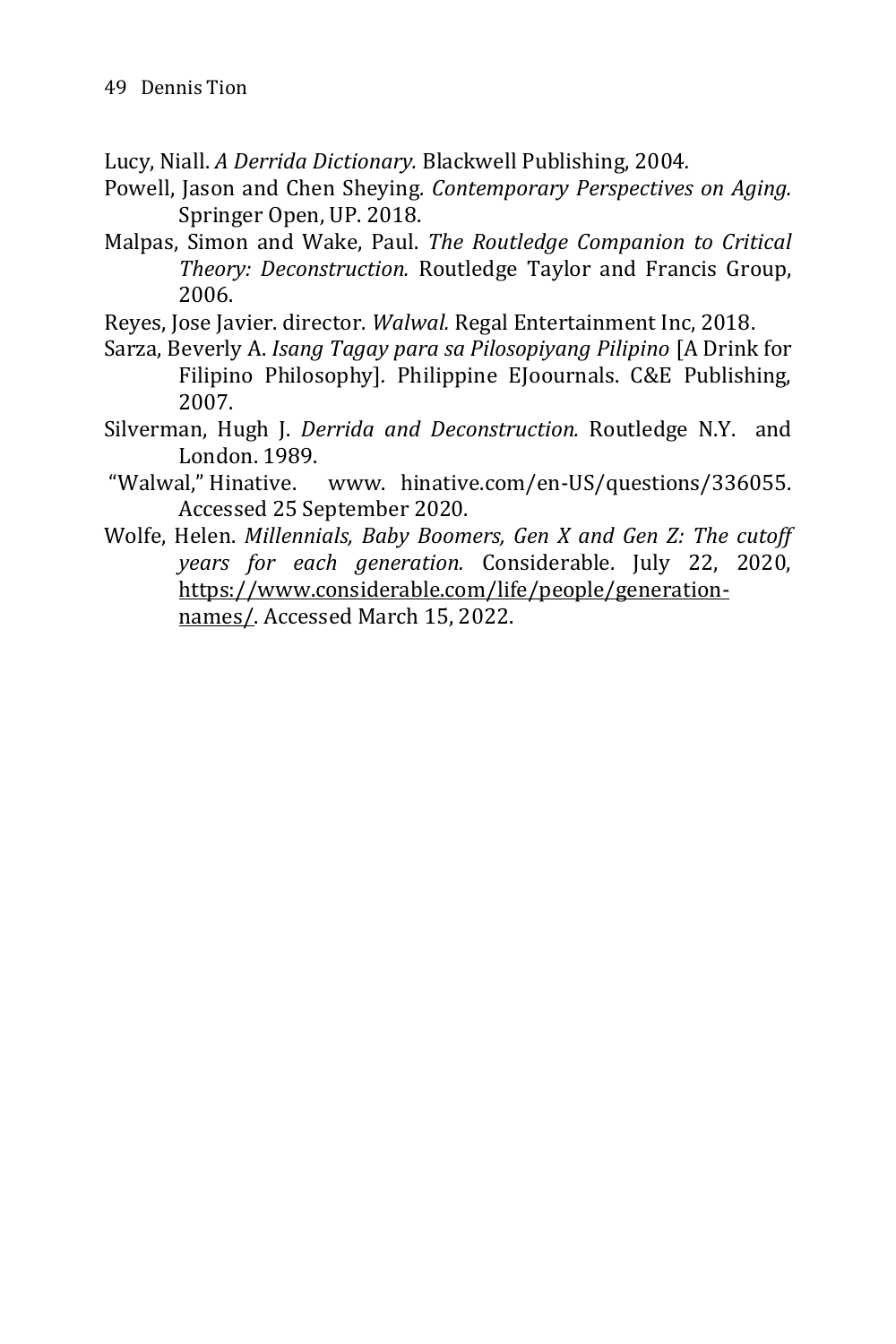Lucy, Niall. *A Derrida Dictionary.* Blackwell Publishing, 2004*.*

Powell, Jason and Chen Sheying*. Contemporary Perspectives on Aging.* Springer Open, UP. 2018.

Malpas, Simon and Wake, Paul. *The Routledge Companion to Critical Theory: Deconstruction.* Routledge Taylor and Francis Group, 2006.

Reyes, Jose Javier. director. *Walwal.* Regal Entertainment Inc, 2018.

Sarza, Beverly A. *Isang Tagay para sa Pilosopiyang Pilipino* [A Drink for Filipino Philosophy]*.* Philippine EJoournals. C&E Publishing, 2007.

Silverman, Hugh J. *Derrida and Deconstruction.* Routledge N.Y. and London. 1989.

"Walwal," Hinative. www. hinative.com/en-US/questions/336055. Accessed 25 September 2020.

Wolfe, Helen. *Millennials, Baby Boomers, Gen X and Gen Z: The cutoff years for each generation.* Considerable. July 22, 2020, https://www.considerable.com/life/people/generation-names/. Accessed March 15, 2022.